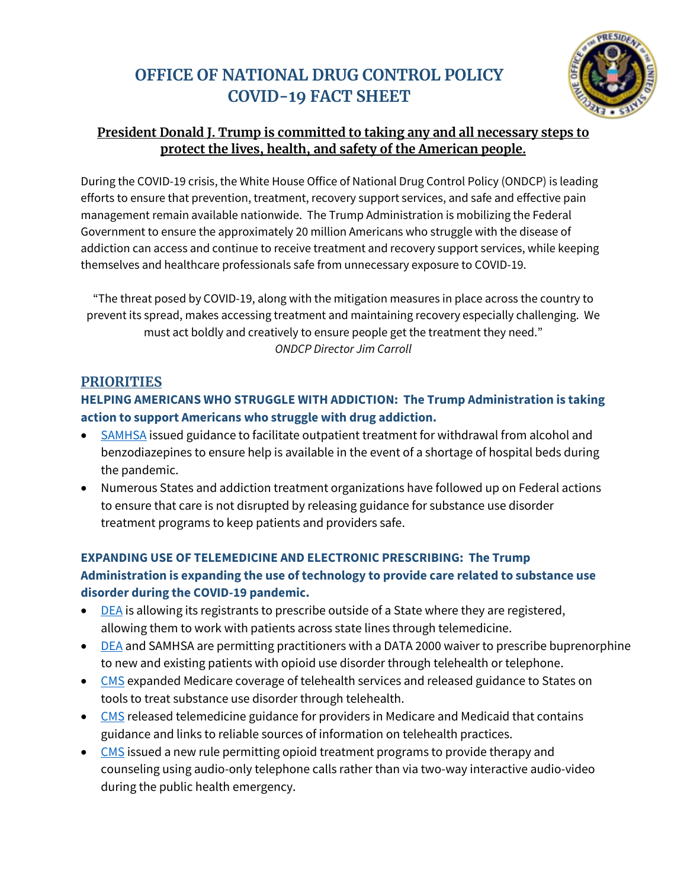# OFFICE OF NATIONAL DRUG CONTROL POLICY
# COVID-19 FACT SHEET

**President Donald J. Trump is committed to taking any and all necessary steps to protect the lives, health, and safety of the American people.**

During the COVID-19 crisis, the White House Office of National Drug Control Policy (ONDCP) is leading efforts to ensure that prevention, treatment, recovery support services, and safe and effective pain management remain available nationwide. The Trump Administration is mobilizing the Federal Government to ensure the approximately 20 million Americans who struggle with the disease of addiction can access and continue to receive treatment and recovery support services, while keeping themselves and healthcare professionals safe from unnecessary exposure to COVID-19.

> "The threat posed by COVID-19, along with the mitigation measures in place across the country to prevent its spread, makes accessing treatment and maintaining recovery especially challenging. We must act boldly and creatively to ensure people get the treatment they need."
> *ONDCP Director Jim Carroll*

## PRIORITIES

### HELPING AMERICANS WHO STRUGGLE WITH ADDICTION: The Trump Administration is taking action to support Americans who struggle with drug addiction.

- SAMHSA issued guidance to facilitate outpatient treatment for withdrawal from alcohol and benzodiazepines to ensure help is available in the event of a shortage of hospital beds during the pandemic.
- Numerous States and addiction treatment organizations have followed up on Federal actions to ensure that care is not disrupted by releasing guidance for substance use disorder treatment programs to keep patients and providers safe.

### EXPANDING USE OF TELEMEDICINE AND ELECTRONIC PRESCRIBING: The Trump Administration is expanding the use of technology to provide care related to substance use disorder during the COVID-19 pandemic.

- DEA is allowing its registrants to prescribe outside of a State where they are registered, allowing them to work with patients across state lines through telemedicine.
- DEA and SAMHSA are permitting practitioners with a DATA 2000 waiver to prescribe buprenorphine to new and existing patients with opioid use disorder through telehealth or telephone.
- CMS expanded Medicare coverage of telehealth services and released guidance to States on tools to treat substance use disorder through telehealth.
- CMS released telemedicine guidance for providers in Medicare and Medicaid that contains guidance and links to reliable sources of information on telehealth practices.
- CMS issued a new rule permitting opioid treatment programs to provide therapy and counseling using audio-only telephone calls rather than via two-way interactive audio-video during the public health emergency.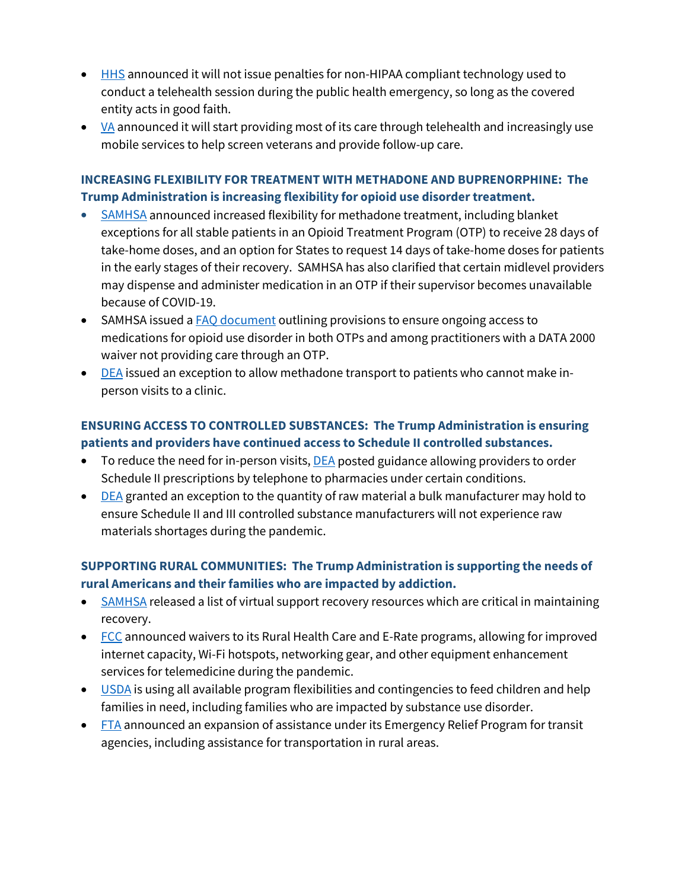- HHS announced it will not issue penalties for non-HIPAA compliant technology used to conduct a telehealth session during the public health emergency, so long as the covered entity acts in good faith.
- VA announced it will start providing most of its care through telehealth and increasingly use mobile services to help screen veterans and provide follow-up care.

**INCREASING FLEXIBILITY FOR TREATMENT WITH METHADONE AND BUPRENORPHINE: The Trump Administration is increasing flexibility for opioid use disorder treatment.**

- SAMHSA announced increased flexibility for methadone treatment, including blanket exceptions for all stable patients in an Opioid Treatment Program (OTP) to receive 28 days of take-home doses, and an option for States to request 14 days of take-home doses for patients in the early stages of their recovery. SAMHSA has also clarified that certain midlevel providers may dispense and administer medication in an OTP if their supervisor becomes unavailable because of COVID-19.
- SAMHSA issued a FAQ document outlining provisions to ensure ongoing access to medications for opioid use disorder in both OTPs and among practitioners with a DATA 2000 waiver not providing care through an OTP.
- DEA issued an exception to allow methadone transport to patients who cannot make in-person visits to a clinic.

**ENSURING ACCESS TO CONTROLLED SUBSTANCES: The Trump Administration is ensuring patients and providers have continued access to Schedule II controlled substances.**

- To reduce the need for in-person visits, DEA posted guidance allowing providers to order Schedule II prescriptions by telephone to pharmacies under certain conditions.
- DEA granted an exception to the quantity of raw material a bulk manufacturer may hold to ensure Schedule II and III controlled substance manufacturers will not experience raw materials shortages during the pandemic.

**SUPPORTING RURAL COMMUNITIES: The Trump Administration is supporting the needs of rural Americans and their families who are impacted by addiction.**

- SAMHSA released a list of virtual support recovery resources which are critical in maintaining recovery.
- FCC announced waivers to its Rural Health Care and E-Rate programs, allowing for improved internet capacity, Wi-Fi hotspots, networking gear, and other equipment enhancement services for telemedicine during the pandemic.
- USDA is using all available program flexibilities and contingencies to feed children and help families in need, including families who are impacted by substance use disorder.
- FTA announced an expansion of assistance under its Emergency Relief Program for transit agencies, including assistance for transportation in rural areas.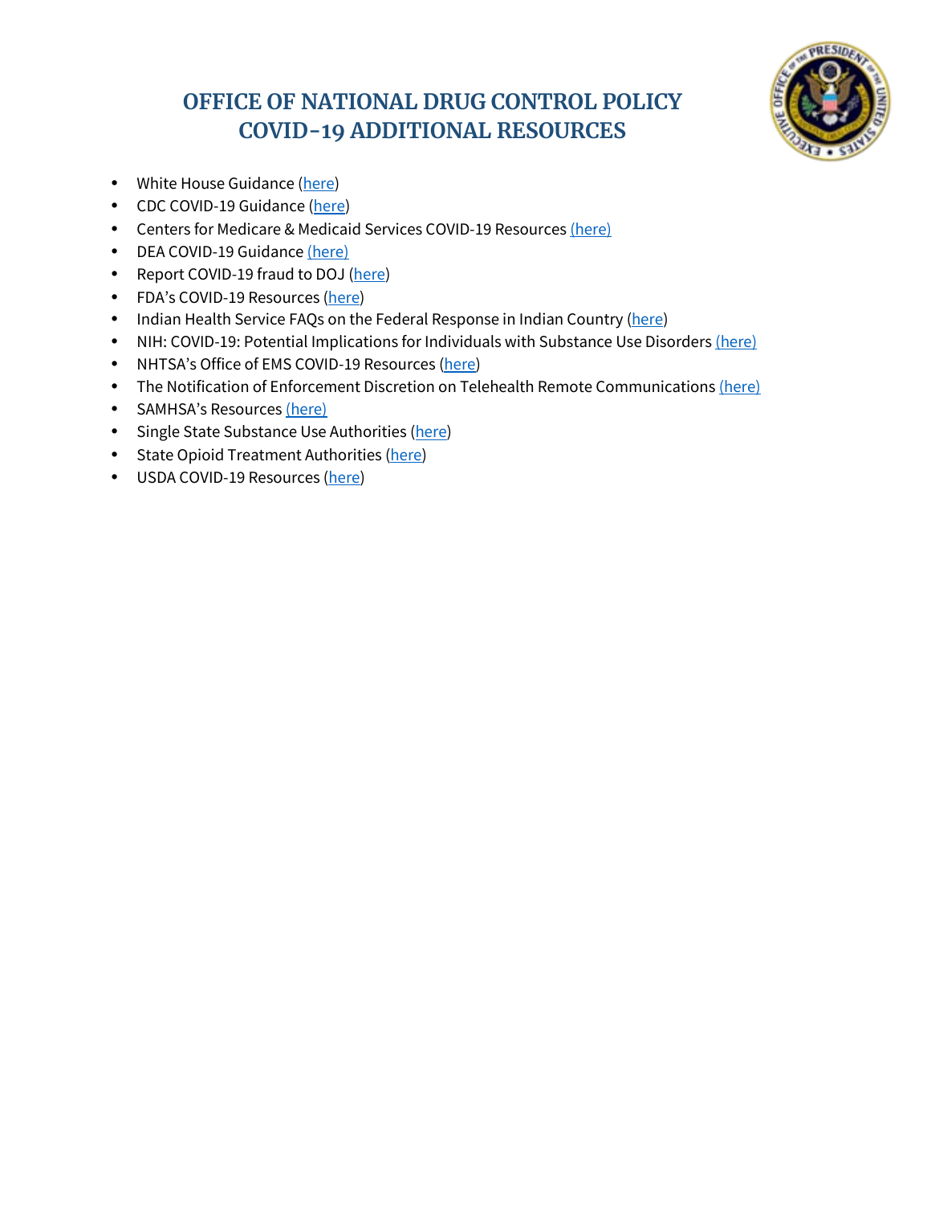# OFFICE OF NATIONAL DRUG CONTROL POLICY COVID-19 ADDITIONAL RESOURCES

- White House Guidance (here)
- CDC COVID-19 Guidance (here)
- Centers for Medicare & Medicaid Services COVID-19 Resources (here)
- DEA COVID-19 Guidance (here)
- Report COVID-19 fraud to DOJ (here)
- FDA's COVID-19 Resources (here)
- Indian Health Service FAQs on the Federal Response in Indian Country (here)
- NIH: COVID-19: Potential Implications for Individuals with Substance Use Disorders (here)
- NHTSA's Office of EMS COVID-19 Resources (here)
- The Notification of Enforcement Discretion on Telehealth Remote Communications (here)
- SAMHSA's Resources (here)
- Single State Substance Use Authorities (here)
- State Opioid Treatment Authorities (here)
- USDA COVID-19 Resources (here)